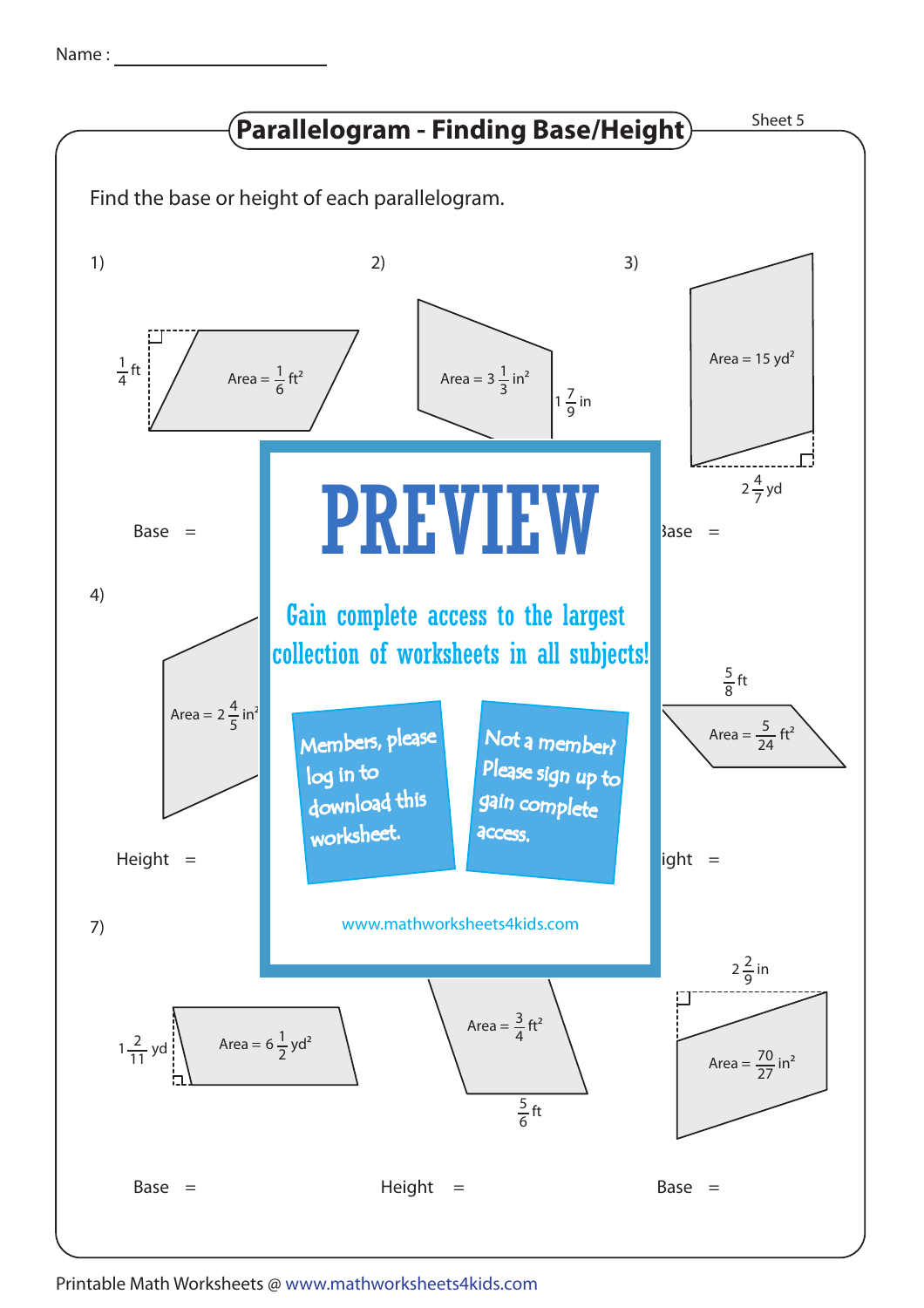Name : ____________________

# Parallelogram - Finding Base/Height

Sheet 5

Find the base or height of each parallelogram.

1)

$\frac{1}{4}$ ft

Area = $\frac{1}{6}$ ft²

Base =

2)

Area = $3\frac{1}{3}$ in²

$1\frac{7}{9}$ in

3)

Area = 15 yd²

$2\frac{4}{7}$ yd

Base =

4)

Area = $2\frac{4}{5}$ in²

Height =

$\frac{5}{8}$ ft

Area = $\frac{5}{24}$ ft²

Height =

**PREVIEW**

Gain complete access to the largest collection of worksheets in all subjects!

Members, please log in to download this worksheet.

Not a member? Please sign up to gain complete access.

www.mathworksheets4kids.com

7)

$1\frac{2}{11}$ yd

Area = $6\frac{1}{2}$ yd²

Base =

Area = $\frac{3}{4}$ ft²

$\frac{5}{6}$ ft

Height =

$2\frac{2}{9}$ in

Area = $\frac{70}{27}$ in²

Base =

Printable Math Worksheets @ www.mathworksheets4kids.com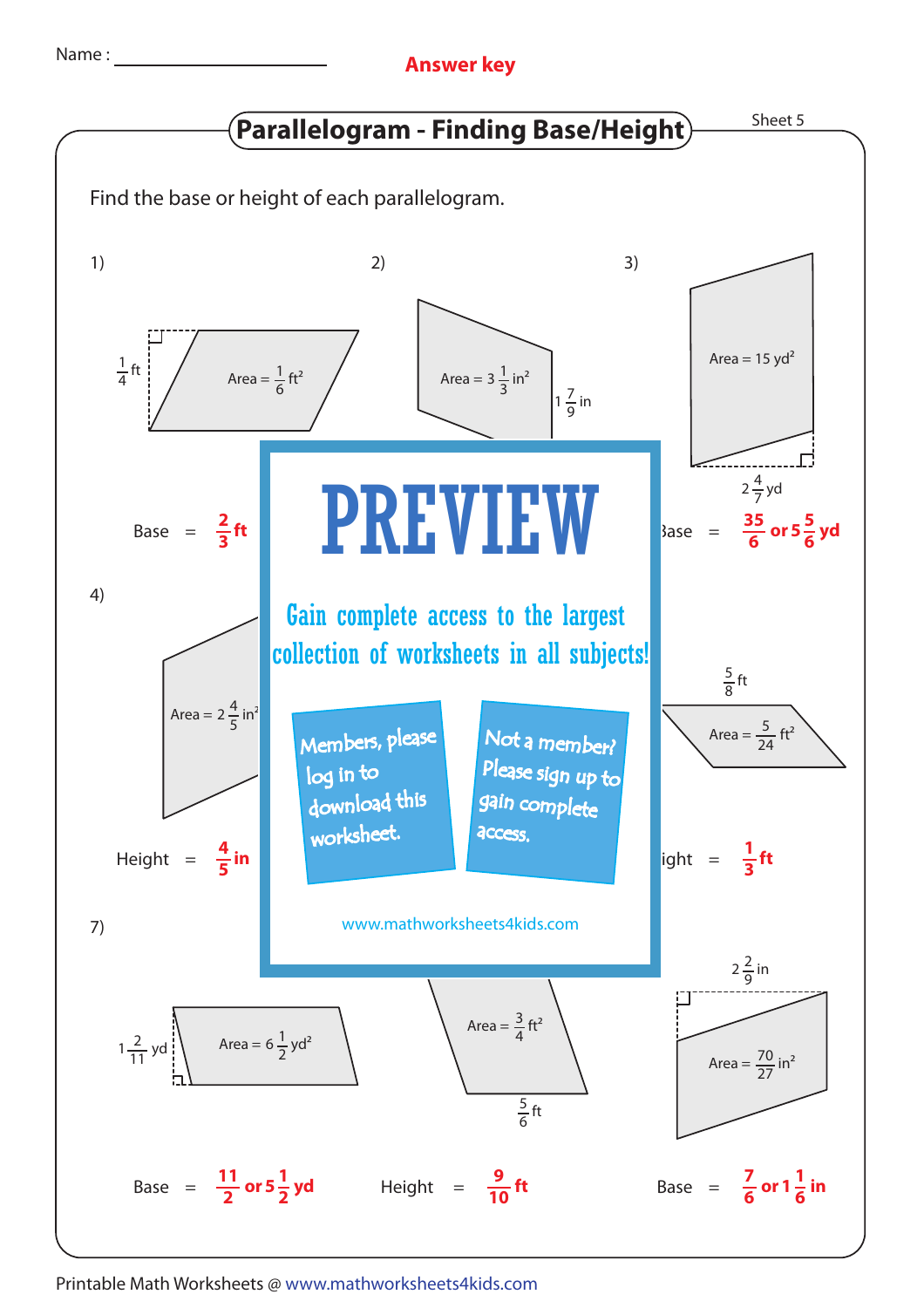Name : ____________________

**Answer key**

# Parallelogram - Finding Base/Height

Sheet 5

Find the base or height of each parallelogram.

1)

$\frac{1}{4}$ ft

Area = $\frac{1}{6}$ ft$^2$

Base = $\frac{2}{3}$ ft

2)

Area = $3\frac{1}{3}$ in$^2$

$1\frac{7}{9}$ in

3)

Area = 15 yd$^2$

$2\frac{4}{7}$ yd

Base = $\frac{35}{6}$ or $5\frac{5}{6}$ yd

4)

Area = $2\frac{4}{5}$ in$^2$

Height = $\frac{4}{5}$ in

# PREVIEW

Gain complete access to the largest collection of worksheets in all subjects!

Members, please log in to download this worksheet.

Not a member? Please sign up to gain complete access.

www.mathworksheets4kids.com

$\frac{5}{8}$ ft

Area = $\frac{5}{24}$ ft$^2$

Height = $\frac{1}{3}$ ft

7)

$1\frac{2}{11}$ yd

Area = $6\frac{1}{2}$ yd$^2$

Base = $\frac{11}{2}$ or $5\frac{1}{2}$ yd

Area = $\frac{3}{4}$ ft$^2$

$\frac{5}{6}$ ft

Height = $\frac{9}{10}$ ft

$2\frac{2}{9}$ in

Area = $\frac{70}{27}$ in$^2$

Base = $\frac{7}{6}$ or $1\frac{1}{6}$ in

Printable Math Worksheets @ www.mathworksheets4kids.com